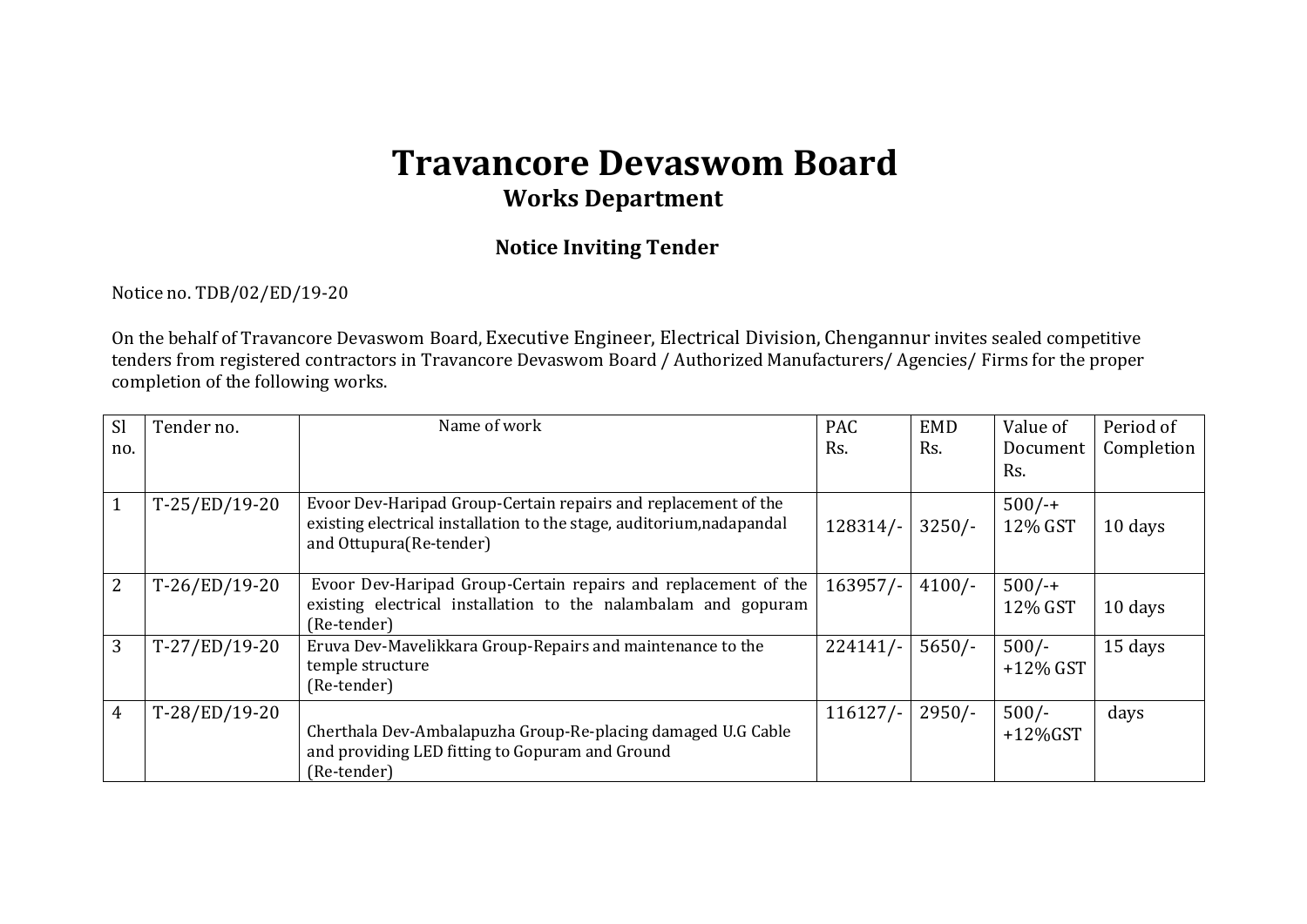# Travancore Devaswom Board

## Works Department

### Notice Inviting Tender

Notice no. TDB/02/ED/19-20

On the behalf of Travancore Devaswom Board, Executive Engineer, Electrical Division, Chengannur invites sealed competitive tenders from registered contractors in Travancore Devaswom Board / Authorized Manufacturers/ Agencies/ Firms for the proper completion of the following works.

| Sl no. | Tender no. | Name of work | PAC Rs. | EMD Rs. | Value of Document Rs. | Period of Completion |
|---|---|---|---|---|---|---|
| 1 | T-25/ED/19-20 | Evoor Dev-Haripad Group-Certain repairs and replacement of the existing electrical installation to the stage, auditorium,nadapandal and Ottupura(Re-tender) | 128314/- | 3250/- | 500/-+ 12% GST | 10 days |
| 2 | T-26/ED/19-20 | Evoor Dev-Haripad Group-Certain repairs and replacement of the existing electrical installation to the nalambalam and gopuram (Re-tender) | 163957/- | 4100/- | 500/-+ 12% GST | 10 days |
| 3 | T-27/ED/19-20 | Eruva Dev-Mavelikkara Group-Repairs and maintenance to the temple structure (Re-tender) | 224141/- | 5650/- | 500/- +12% GST | 15 days |
| 4 | T-28/ED/19-20 | Cherthala Dev-Ambalapuzha Group-Re-placing damaged U.G Cable and providing LED fitting to Gopuram and Ground (Re-tender) | 116127/- | 2950/- | 500/- +12%GST | days |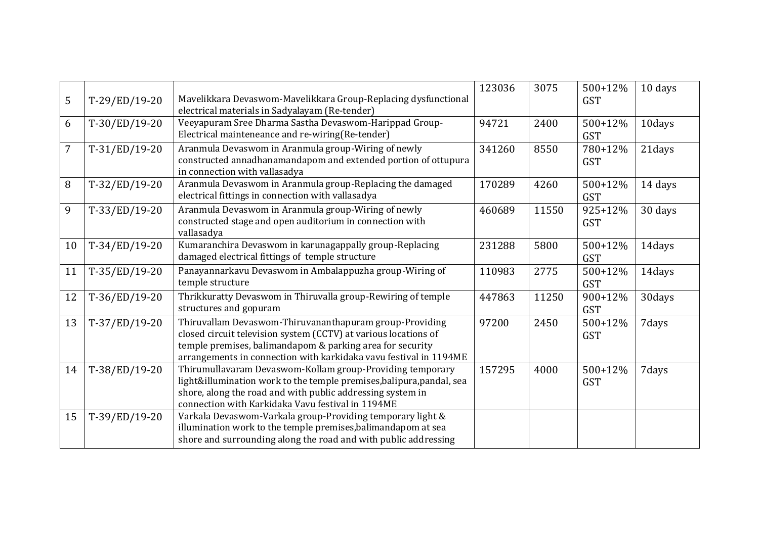| | | | | | | |
|---|---|---|---|---|---|---|
| 5 | T-29/ED/19-20 | Mavelikkara Devaswom-Mavelikkara Group-Replacing dysfunctional electrical materials in Sadyalayam (Re-tender) | 123036 | 3075 | 500+12% GST | 10 days |
| 6 | T-30/ED/19-20 | Veeyapuram Sree Dharma Sastha Devaswom-Harippad Group-Electrical mainteneance and re-wiring(Re-tender) | 94721 | 2400 | 500+12% GST | 10days |
| 7 | T-31/ED/19-20 | Aranmula Devaswom in Aranmula group-Wiring of newly constructed annadhanamandapom and extended portion of ottupura in connection with vallasadya | 341260 | 8550 | 780+12% GST | 21days |
| 8 | T-32/ED/19-20 | Aranmula Devaswom in Aranmula group-Replacing the damaged electrical fittings in connection with vallasadya | 170289 | 4260 | 500+12% GST | 14 days |
| 9 | T-33/ED/19-20 | Aranmula Devaswom in Aranmula group-Wiring of newly constructed stage and open auditorium in connection with vallasadya | 460689 | 11550 | 925+12% GST | 30 days |
| 10 | T-34/ED/19-20 | Kumaranchira Devaswom in karunagappally group-Replacing damaged electrical fittings of temple structure | 231288 | 5800 | 500+12% GST | 14days |
| 11 | T-35/ED/19-20 | Panayannarkavu Devaswom in Ambalappuzha group-Wiring of temple structure | 110983 | 2775 | 500+12% GST | 14days |
| 12 | T-36/ED/19-20 | Thrikkuratty Devaswom in Thiruvalla group-Rewiring of temple structures and gopuram | 447863 | 11250 | 900+12% GST | 30days |
| 13 | T-37/ED/19-20 | Thiruvallam Devaswom-Thiruvananthapuram group-Providing closed circuit television system (CCTV) at various locations of temple premises, balimandapom & parking area for security arrangements in connection with karkidaka vavu festival in 1194ME | 97200 | 2450 | 500+12% GST | 7days |
| 14 | T-38/ED/19-20 | Thirumullavaram Devaswom-Kollam group-Providing temporary light&illumination work to the temple premises,balipura,pandal, sea shore, along the road and with public addressing system in connection with Karkidaka Vavu festival in 1194ME | 157295 | 4000 | 500+12% GST | 7days |
| 15 | T-39/ED/19-20 | Varkala Devaswom-Varkala group-Providing temporary light & illumination work to the temple premises,balimandapom at sea shore and surrounding along the road and with public addressing | | | | |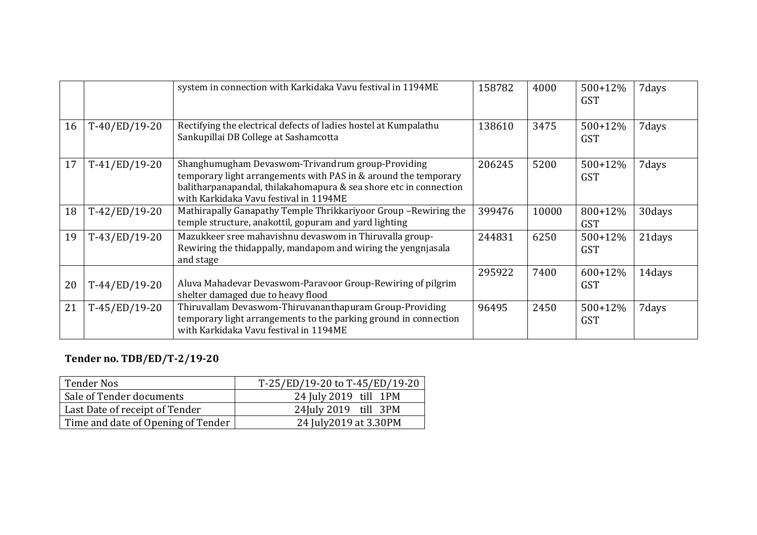| | | | | | | |
|---|---|---|---|---|---|---|
| | | system in connection with Karkidaka Vavu festival in 1194ME | 158782 | 4000 | 500+12% GST | 7days |
| 16 | T-40/ED/19-20 | Rectifying the electrical defects of ladies hostel at Kumpalathu Sankupillai DB College at Sashamcotta | 138610 | 3475 | 500+12% GST | 7days |
| 17 | T-41/ED/19-20 | Shanghumugham Devaswom-Trivandrum group-Providing temporary light arrangements with PAS in & around the temporary balitharpanapandal, thilakahomapura & sea shore etc in connection with Karkidaka Vavu festival in 1194ME | 206245 | 5200 | 500+12% GST | 7days |
| 18 | T-42/ED/19-20 | Mathirapally Ganapathy Temple Thrikkariyoor Group –Rewiring the temple structure, anakottil, gopuram and yard lighting | 399476 | 10000 | 800+12% GST | 30days |
| 19 | T-43/ED/19-20 | Mazukkeer sree mahavishnu devaswom in Thiruvalla group-Rewiring the thidappally, mandapom and wiring the yengnjasala and stage | 244831 | 6250 | 500+12% GST | 21days |
| 20 | T-44/ED/19-20 | Aluva Mahadevar Devaswom-Paravoor Group-Rewiring of pilgrim shelter damaged due to heavy flood | 295922 | 7400 | 600+12% GST | 14days |
| 21 | T-45/ED/19-20 | Thiruvallam Devaswom-Thiruvananthapuram Group-Providing temporary light arrangements to the parking ground in connection with Karkidaka Vavu festival in 1194ME | 96495 | 2450 | 500+12% GST | 7days |

**Tender no. TDB/ED/T-2/19-20**

| Tender Nos | T-25/ED/19-20 to T-45/ED/19-20 |
|---|---|
| Sale of Tender documents | 24 July 2019 till 1PM |
| Last Date of receipt of Tender | 24July 2019 till 3PM |
| Time and date of Opening of Tender | 24 July2019 at 3.30PM |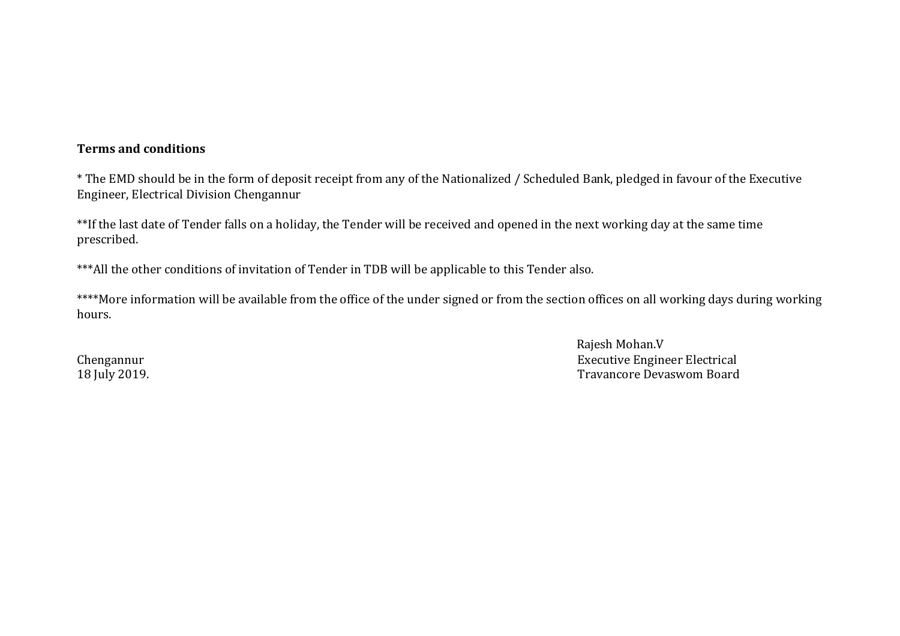**Terms and conditions**

* The EMD should be in the form of deposit receipt from any of the Nationalized / Scheduled Bank, pledged in favour of the Executive Engineer, Electrical Division Chengannur

**If the last date of Tender falls on a holiday, the Tender will be received and opened in the next working day at the same time prescribed.

***All the other conditions of invitation of Tender in TDB will be applicable to this Tender also.

****More information will be available from the office of the under signed or from the section offices on all working days during working hours.

Rajesh Mohan.V
Executive Engineer Electrical
Travancore Devaswom Board

Chengannur
18 July 2019.